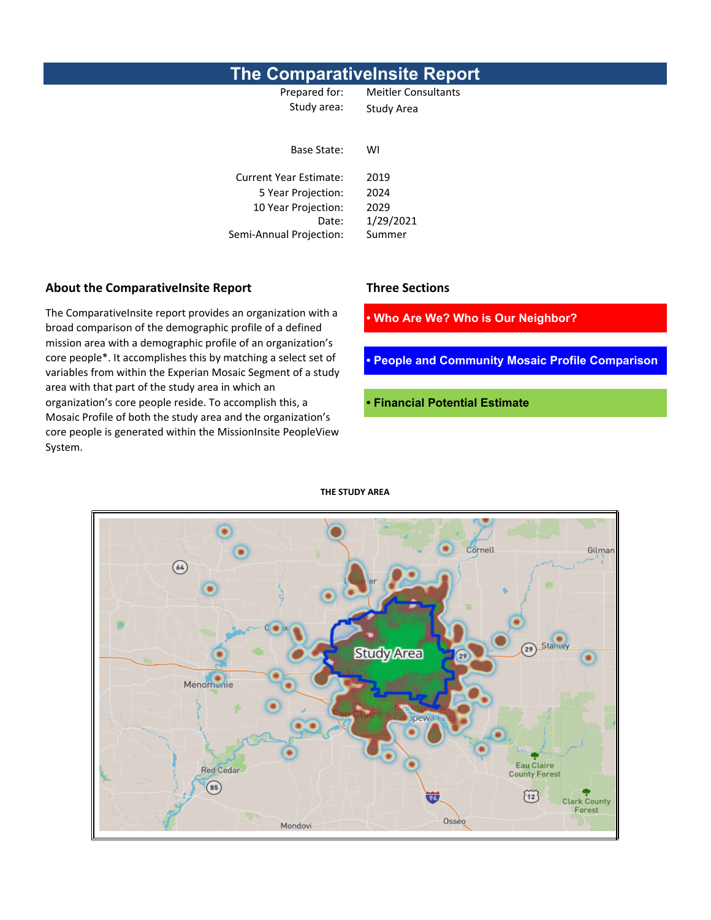# The ComparativeInsite Report

| | |
|---|---|
| Prepared for: | Meitler Consultants |
| Study area: | Study Area |
| Base State: | WI |
| Current Year Estimate: | 2019 |
| 5 Year Projection: | 2024 |
| 10 Year Projection: | 2029 |
| Date: | 1/29/2021 |
| Semi-Annual Projection: | Summer |

## About the ComparativeInsite Report

The ComparativeInsite report provides an organization with a broad comparison of the demographic profile of a defined mission area with a demographic profile of an organization's core people*. It accomplishes this by matching a select set of variables from within the Experian Mosaic Segment of a study area with that part of the study area in which an organization's core people reside. To accomplish this, a Mosaic Profile of both the study area and the organization's core people is generated within the MissionInsite PeopleView System.

## Three Sections

- **Who Are We? Who is Our Neighbor?**
- **People and Community Mosaic Profile Comparison**
- **Financial Potential Estimate**

**THE STUDY AREA**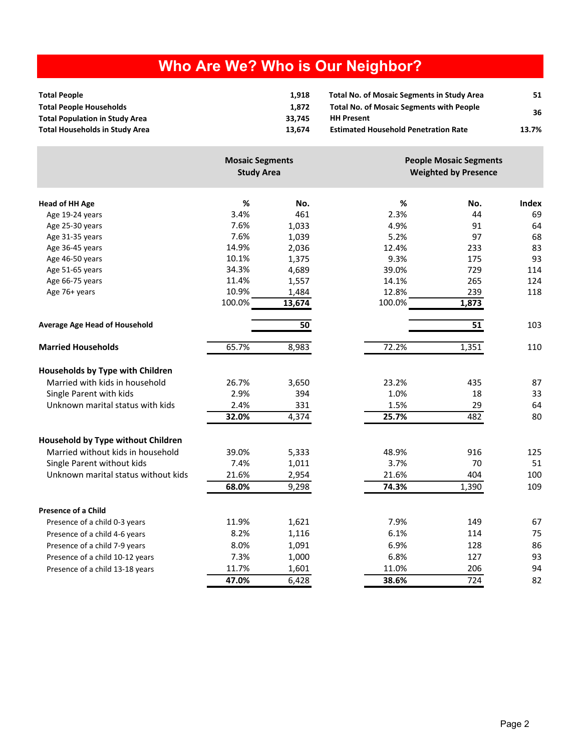# Who Are We? Who is Our Neighbor?

| | | | |
|---|---|---|---|
| **Total People** | **1,918** | **Total No. of Mosaic Segments in Study Area** | **51** |
| **Total People Households** | **1,872** | **Total No. of Mosaic Segments with People HH Present** | **36** |
| **Total Population in Study Area** | **33,745** | | |
| **Total Households in Study Area** | **13,674** | **Estimated Household Penetration Rate** | **13.7%** |

| | **Mosaic Segments Study Area** | | **People Mosaic Segments Weighted by Presence** | | |
|---|---|---|---|---|---|
| **Head of HH Age** | **%** | **No.** | **%** | **No.** | **Index** |
| Age 19-24 years | 3.4% | 461 | 2.3% | 44 | 69 |
| Age 25-30 years | 7.6% | 1,033 | 4.9% | 91 | 64 |
| Age 31-35 years | 7.6% | 1,039 | 5.2% | 97 | 68 |
| Age 36-45 years | 14.9% | 2,036 | 12.4% | 233 | 83 |
| Age 46-50 years | 10.1% | 1,375 | 9.3% | 175 | 93 |
| Age 51-65 years | 34.3% | 4,689 | 39.0% | 729 | 114 |
| Age 66-75 years | 11.4% | 1,557 | 14.1% | 265 | 124 |
| Age 76+ years | 10.9% | 1,484 | 12.8% | 239 | 118 |
| | 100.0% | **13,674** | 100.0% | **1,873** | |
| **Average Age Head of Household** | | **50** | | **51** | 103 |
| **Married Households** | 65.7% | 8,983 | 72.2% | 1,351 | 110 |
| **Households by Type with Children** | | | | | |
| Married with kids in household | 26.7% | 3,650 | 23.2% | 435 | 87 |
| Single Parent with kids | 2.9% | 394 | 1.0% | 18 | 33 |
| Unknown marital status with kids | 2.4% | 331 | 1.5% | 29 | 64 |
| | **32.0%** | 4,374 | **25.7%** | 482 | 80 |
| **Household by Type without Children** | | | | | |
| Married without kids in household | 39.0% | 5,333 | 48.9% | 916 | 125 |
| Single Parent without kids | 7.4% | 1,011 | 3.7% | 70 | 51 |
| Unknown marital status without kids | 21.6% | 2,954 | 21.6% | 404 | 100 |
| | **68.0%** | 9,298 | **74.3%** | 1,390 | 109 |
| **Presence of a Child** | | | | | |
| Presence of a child 0-3 years | 11.9% | 1,621 | 7.9% | 149 | 67 |
| Presence of a child 4-6 years | 8.2% | 1,116 | 6.1% | 114 | 75 |
| Presence of a child 7-9 years | 8.0% | 1,091 | 6.9% | 128 | 86 |
| Presence of a child 10-12 years | 7.3% | 1,000 | 6.8% | 127 | 93 |
| Presence of a child 13-18 years | 11.7% | 1,601 | 11.0% | 206 | 94 |
| | **47.0%** | 6,428 | **38.6%** | 724 | 82 |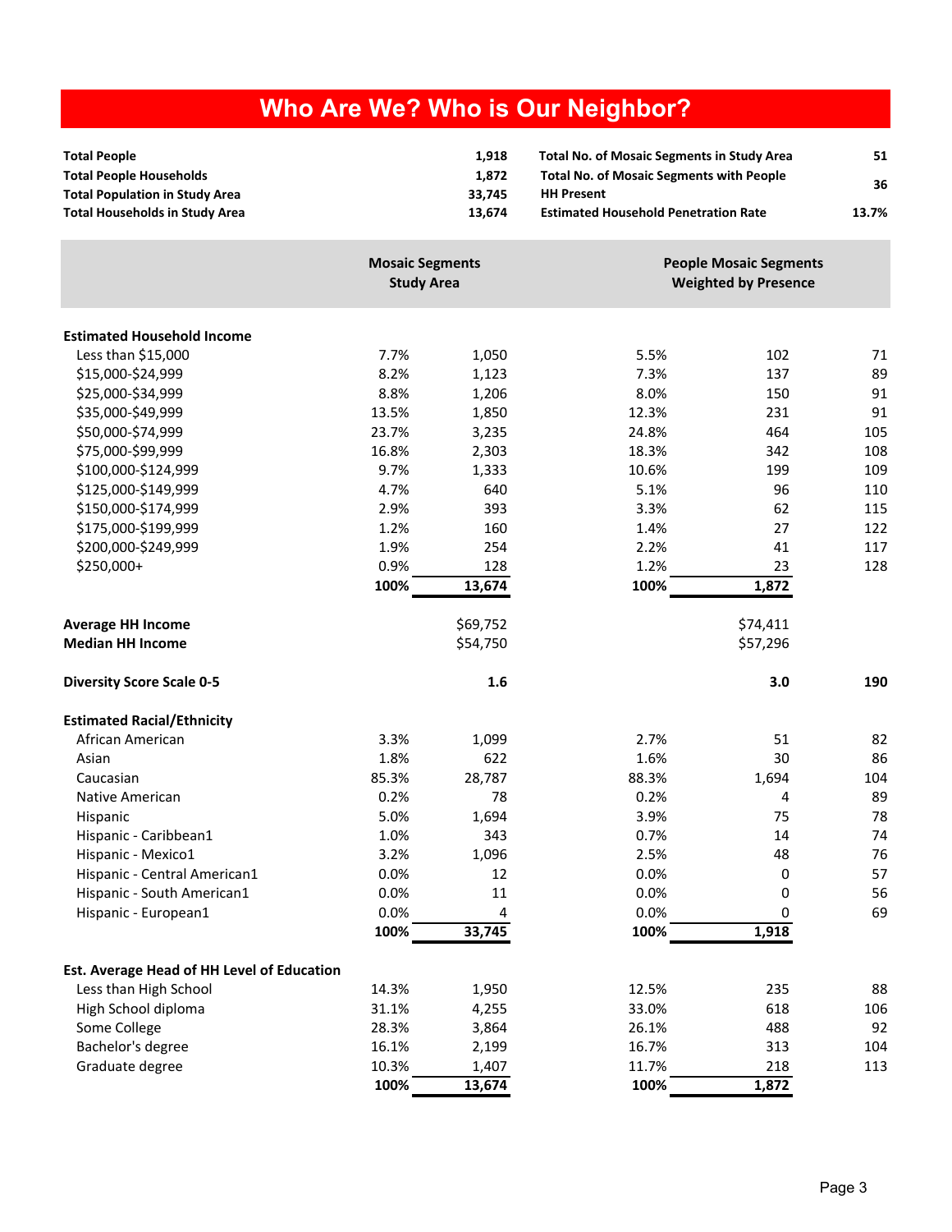# Who Are We? Who is Our Neighbor?

| | | | |
|---|---|---|---|
| **Total People** | **1,918** | **Total No. of Mosaic Segments in Study Area** | **51** |
| **Total People Households** | **1,872** | **Total No. of Mosaic Segments with People HH Present** | **36** |
| **Total Population in Study Area** | **33,745** | | |
| **Total Households in Study Area** | **13,674** | **Estimated Household Penetration Rate** | **13.7%** |

| | **Mosaic Segments Study Area** | | **People Mosaic Segments Weighted by Presence** | | |
|---|---|---|---|---|---|
| **Estimated Household Income** | | | | | |
| Less than $15,000 | 7.7% | 1,050 | 5.5% | 102 | 71 |
| $15,000-$24,999 | 8.2% | 1,123 | 7.3% | 137 | 89 |
| $25,000-$34,999 | 8.8% | 1,206 | 8.0% | 150 | 91 |
| $35,000-$49,999 | 13.5% | 1,850 | 12.3% | 231 | 91 |
| $50,000-$74,999 | 23.7% | 3,235 | 24.8% | 464 | 105 |
| $75,000-$99,999 | 16.8% | 2,303 | 18.3% | 342 | 108 |
| $100,000-$124,999 | 9.7% | 1,333 | 10.6% | 199 | 109 |
| $125,000-$149,999 | 4.7% | 640 | 5.1% | 96 | 110 |
| $150,000-$174,999 | 2.9% | 393 | 3.3% | 62 | 115 |
| $175,000-$199,999 | 1.2% | 160 | 1.4% | 27 | 122 |
| $200,000-$249,999 | 1.9% | 254 | 2.2% | 41 | 117 |
| $250,000+ | 0.9% | 128 | 1.2% | 23 | 128 |
| | **100%** | **13,674** | **100%** | **1,872** | |
| **Average HH Income** | | $69,752 | | $74,411 | |
| **Median HH Income** | | $54,750 | | $57,296 | |
| **Diversity Score Scale 0-5** | | **1.6** | | **3.0** | **190** |
| **Estimated Racial/Ethnicity** | | | | | |
| African American | 3.3% | 1,099 | 2.7% | 51 | 82 |
| Asian | 1.8% | 622 | 1.6% | 30 | 86 |
| Caucasian | 85.3% | 28,787 | 88.3% | 1,694 | 104 |
| Native American | 0.2% | 78 | 0.2% | 4 | 89 |
| Hispanic | 5.0% | 1,694 | 3.9% | 75 | 78 |
| Hispanic - Caribbean1 | 1.0% | 343 | 0.7% | 14 | 74 |
| Hispanic - Mexico1 | 3.2% | 1,096 | 2.5% | 48 | 76 |
| Hispanic - Central American1 | 0.0% | 12 | 0.0% | 0 | 57 |
| Hispanic - South American1 | 0.0% | 11 | 0.0% | 0 | 56 |
| Hispanic - European1 | 0.0% | 4 | 0.0% | 0 | 69 |
| | **100%** | **33,745** | **100%** | **1,918** | |
| **Est. Average Head of HH Level of Education** | | | | | |
| Less than High School | 14.3% | 1,950 | 12.5% | 235 | 88 |
| High School diploma | 31.1% | 4,255 | 33.0% | 618 | 106 |
| Some College | 28.3% | 3,864 | 26.1% | 488 | 92 |
| Bachelor's degree | 16.1% | 2,199 | 16.7% | 313 | 104 |
| Graduate degree | 10.3% | 1,407 | 11.7% | 218 | 113 |
| | **100%** | **13,674** | **100%** | **1,872** | |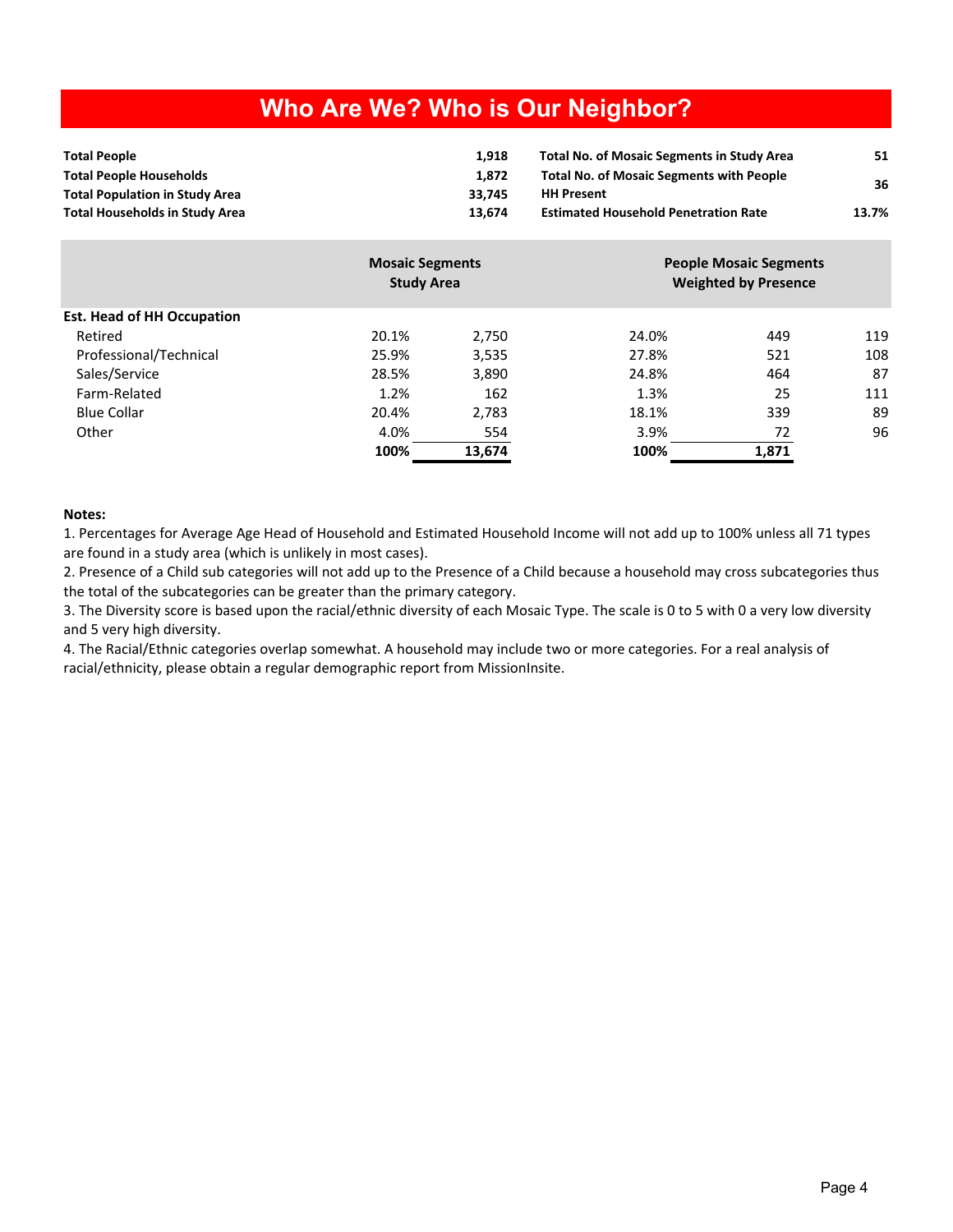# Who Are We? Who is Our Neighbor?

| | | | |
|---|---|---|---|
| **Total People** | **1,918** | **Total No. of Mosaic Segments in Study Area** | **51** |
| **Total People Households** | **1,872** | **Total No. of Mosaic Segments with People HH Present** | **36** |
| **Total Population in Study Area** | **33,745** | | |
| **Total Households in Study Area** | **13,674** | **Estimated Household Penetration Rate** | **13.7%** |

| | **Mosaic Segments Study Area** | | **People Mosaic Segments Weighted by Presence** | | |
|---|---|---|---|---|---|
| **Est. Head of HH Occupation** | | | | | |
| Retired | 20.1% | 2,750 | 24.0% | 449 | 119 |
| Professional/Technical | 25.9% | 3,535 | 27.8% | 521 | 108 |
| Sales/Service | 28.5% | 3,890 | 24.8% | 464 | 87 |
| Farm-Related | 1.2% | 162 | 1.3% | 25 | 111 |
| Blue Collar | 20.4% | 2,783 | 18.1% | 339 | 89 |
| Other | 4.0% | 554 | 3.9% | 72 | 96 |
| | **100%** | **13,674** | **100%** | **1,871** | |

**Notes:**

1. Percentages for Average Age Head of Household and Estimated Household Income will not add up to 100% unless all 71 types are found in a study area (which is unlikely in most cases).
2. Presence of a Child sub categories will not add up to the Presence of a Child because a household may cross subcategories thus the total of the subcategories can be greater than the primary category.
3. The Diversity score is based upon the racial/ethnic diversity of each Mosaic Type. The scale is 0 to 5 with 0 a very low diversity and 5 very high diversity.
4. The Racial/Ethnic categories overlap somewhat. A household may include two or more categories. For a real analysis of racial/ethnicity, please obtain a regular demographic report from MissionInsite.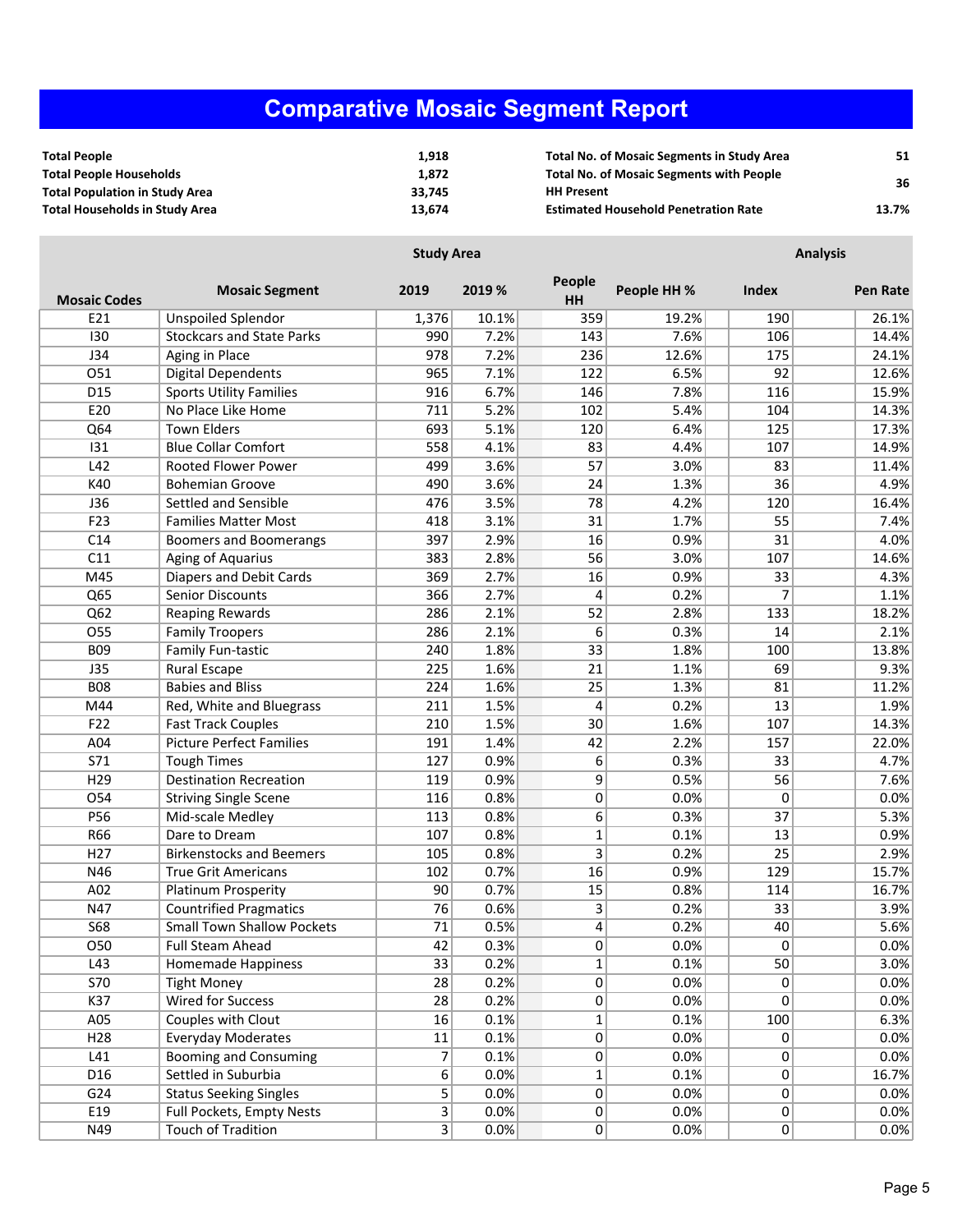# Comparative Mosaic Segment Report

| | | | |
|---|---|---|---|
| **Total People** | **1,918** | **Total No. of Mosaic Segments in Study Area** | **51** |
| **Total People Households** | **1,872** | **Total No. of Mosaic Segments with People HH Present** | **36** |
| **Total Population in Study Area** | **33,745** | | |
| **Total Households in Study Area** | **13,674** | **Estimated Household Penetration Rate** | **13.7%** |

| | | Study Area | | | | Analysis | |
|---|---|---|---|---|---|---|---|
| **Mosaic Codes** | **Mosaic Segment** | **2019** | **2019 %** | **People HH** | **People HH %** | **Index** | **Pen Rate** |
| E21 | Unspoiled Splendor | 1,376 | 10.1% | 359 | 19.2% | 190 | 26.1% |
| I30 | Stockcars and State Parks | 990 | 7.2% | 143 | 7.6% | 106 | 14.4% |
| J34 | Aging in Place | 978 | 7.2% | 236 | 12.6% | 175 | 24.1% |
| O51 | Digital Dependents | 965 | 7.1% | 122 | 6.5% | 92 | 12.6% |
| D15 | Sports Utility Families | 916 | 6.7% | 146 | 7.8% | 116 | 15.9% |
| E20 | No Place Like Home | 711 | 5.2% | 102 | 5.4% | 104 | 14.3% |
| Q64 | Town Elders | 693 | 5.1% | 120 | 6.4% | 125 | 17.3% |
| I31 | Blue Collar Comfort | 558 | 4.1% | 83 | 4.4% | 107 | 14.9% |
| L42 | Rooted Flower Power | 499 | 3.6% | 57 | 3.0% | 83 | 11.4% |
| K40 | Bohemian Groove | 490 | 3.6% | 24 | 1.3% | 36 | 4.9% |
| J36 | Settled and Sensible | 476 | 3.5% | 78 | 4.2% | 120 | 16.4% |
| F23 | Families Matter Most | 418 | 3.1% | 31 | 1.7% | 55 | 7.4% |
| C14 | Boomers and Boomerangs | 397 | 2.9% | 16 | 0.9% | 31 | 4.0% |
| C11 | Aging of Aquarius | 383 | 2.8% | 56 | 3.0% | 107 | 14.6% |
| M45 | Diapers and Debit Cards | 369 | 2.7% | 16 | 0.9% | 33 | 4.3% |
| Q65 | Senior Discounts | 366 | 2.7% | 4 | 0.2% | 7 | 1.1% |
| Q62 | Reaping Rewards | 286 | 2.1% | 52 | 2.8% | 133 | 18.2% |
| O55 | Family Troopers | 286 | 2.1% | 6 | 0.3% | 14 | 2.1% |
| B09 | Family Fun-tastic | 240 | 1.8% | 33 | 1.8% | 100 | 13.8% |
| J35 | Rural Escape | 225 | 1.6% | 21 | 1.1% | 69 | 9.3% |
| B08 | Babies and Bliss | 224 | 1.6% | 25 | 1.3% | 81 | 11.2% |
| M44 | Red, White and Bluegrass | 211 | 1.5% | 4 | 0.2% | 13 | 1.9% |
| F22 | Fast Track Couples | 210 | 1.5% | 30 | 1.6% | 107 | 14.3% |
| A04 | Picture Perfect Families | 191 | 1.4% | 42 | 2.2% | 157 | 22.0% |
| S71 | Tough Times | 127 | 0.9% | 6 | 0.3% | 33 | 4.7% |
| H29 | Destination Recreation | 119 | 0.9% | 9 | 0.5% | 56 | 7.6% |
| O54 | Striving Single Scene | 116 | 0.8% | 0 | 0.0% | 0 | 0.0% |
| P56 | Mid-scale Medley | 113 | 0.8% | 6 | 0.3% | 37 | 5.3% |
| R66 | Dare to Dream | 107 | 0.8% | 1 | 0.1% | 13 | 0.9% |
| H27 | Birkenstocks and Beemers | 105 | 0.8% | 3 | 0.2% | 25 | 2.9% |
| N46 | True Grit Americans | 102 | 0.7% | 16 | 0.9% | 129 | 15.7% |
| A02 | Platinum Prosperity | 90 | 0.7% | 15 | 0.8% | 114 | 16.7% |
| N47 | Countrified Pragmatics | 76 | 0.6% | 3 | 0.2% | 33 | 3.9% |
| S68 | Small Town Shallow Pockets | 71 | 0.5% | 4 | 0.2% | 40 | 5.6% |
| O50 | Full Steam Ahead | 42 | 0.3% | 0 | 0.0% | 0 | 0.0% |
| L43 | Homemade Happiness | 33 | 0.2% | 1 | 0.1% | 50 | 3.0% |
| S70 | Tight Money | 28 | 0.2% | 0 | 0.0% | 0 | 0.0% |
| K37 | Wired for Success | 28 | 0.2% | 0 | 0.0% | 0 | 0.0% |
| A05 | Couples with Clout | 16 | 0.1% | 1 | 0.1% | 100 | 6.3% |
| H28 | Everyday Moderates | 11 | 0.1% | 0 | 0.0% | 0 | 0.0% |
| L41 | Booming and Consuming | 7 | 0.1% | 0 | 0.0% | 0 | 0.0% |
| D16 | Settled in Suburbia | 6 | 0.0% | 1 | 0.1% | 0 | 16.7% |
| G24 | Status Seeking Singles | 5 | 0.0% | 0 | 0.0% | 0 | 0.0% |
| E19 | Full Pockets, Empty Nests | 3 | 0.0% | 0 | 0.0% | 0 | 0.0% |
| N49 | Touch of Tradition | 3 | 0.0% | 0 | 0.0% | 0 | 0.0% |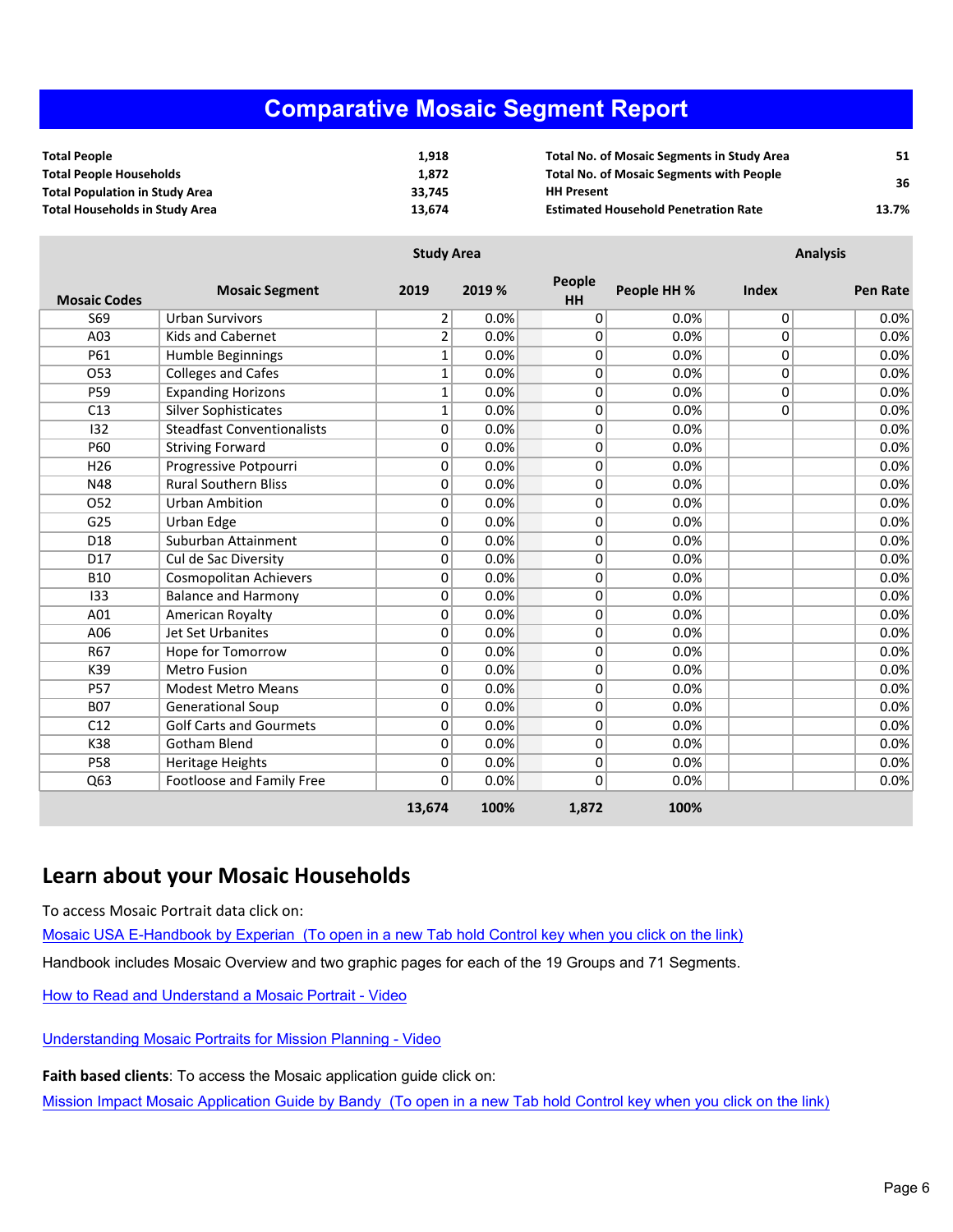# Comparative Mosaic Segment Report

| | | | |
|---|---|---|---|
| **Total People** | **1,918** | **Total No. of Mosaic Segments in Study Area** | **51** |
| **Total People Households** | **1,872** | **Total No. of Mosaic Segments with People HH Present** | **36** |
| **Total Population in Study Area** | **33,745** | | |
| **Total Households in Study Area** | **13,674** | **Estimated Household Penetration Rate** | **13.7%** |

| | | Study Area | | | | Analysis | |
|---|---|---|---|---|---|---|---|
| **Mosaic Codes** | **Mosaic Segment** | **2019** | **2019 %** | **People HH** | **People HH %** | **Index** | **Pen Rate** |
| S69 | Urban Survivors | 2 | 0.0% | 0 | 0.0% | 0 | 0.0% |
| A03 | Kids and Cabernet | 2 | 0.0% | 0 | 0.0% | 0 | 0.0% |
| P61 | Humble Beginnings | 1 | 0.0% | 0 | 0.0% | 0 | 0.0% |
| O53 | Colleges and Cafes | 1 | 0.0% | 0 | 0.0% | 0 | 0.0% |
| P59 | Expanding Horizons | 1 | 0.0% | 0 | 0.0% | 0 | 0.0% |
| C13 | Silver Sophisticates | 1 | 0.0% | 0 | 0.0% | 0 | 0.0% |
| I32 | Steadfast Conventionalists | 0 | 0.0% | 0 | 0.0% | | 0.0% |
| P60 | Striving Forward | 0 | 0.0% | 0 | 0.0% | | 0.0% |
| H26 | Progressive Potpourri | 0 | 0.0% | 0 | 0.0% | | 0.0% |
| N48 | Rural Southern Bliss | 0 | 0.0% | 0 | 0.0% | | 0.0% |
| O52 | Urban Ambition | 0 | 0.0% | 0 | 0.0% | | 0.0% |
| G25 | Urban Edge | 0 | 0.0% | 0 | 0.0% | | 0.0% |
| D18 | Suburban Attainment | 0 | 0.0% | 0 | 0.0% | | 0.0% |
| D17 | Cul de Sac Diversity | 0 | 0.0% | 0 | 0.0% | | 0.0% |
| B10 | Cosmopolitan Achievers | 0 | 0.0% | 0 | 0.0% | | 0.0% |
| I33 | Balance and Harmony | 0 | 0.0% | 0 | 0.0% | | 0.0% |
| A01 | American Royalty | 0 | 0.0% | 0 | 0.0% | | 0.0% |
| A06 | Jet Set Urbanites | 0 | 0.0% | 0 | 0.0% | | 0.0% |
| R67 | Hope for Tomorrow | 0 | 0.0% | 0 | 0.0% | | 0.0% |
| K39 | Metro Fusion | 0 | 0.0% | 0 | 0.0% | | 0.0% |
| P57 | Modest Metro Means | 0 | 0.0% | 0 | 0.0% | | 0.0% |
| B07 | Generational Soup | 0 | 0.0% | 0 | 0.0% | | 0.0% |
| C12 | Golf Carts and Gourmets | 0 | 0.0% | 0 | 0.0% | | 0.0% |
| K38 | Gotham Blend | 0 | 0.0% | 0 | 0.0% | | 0.0% |
| P58 | Heritage Heights | 0 | 0.0% | 0 | 0.0% | | 0.0% |
| Q63 | Footloose and Family Free | 0 | 0.0% | 0 | 0.0% | | 0.0% |
| | | **13,674** | **100%** | **1,872** | **100%** | | |

## Learn about your Mosaic Households

To access Mosaic Portrait data click on:

Mosaic USA E-Handbook by Experian (To open in a new Tab hold Control key when you click on the link)

Handbook includes Mosaic Overview and two graphic pages for each of the 19 Groups and 71 Segments.

How to Read and Understand a Mosaic Portrait - Video

Understanding Mosaic Portraits for Mission Planning - Video

**Faith based clients**: To access the Mosaic application guide click on:

Mission Impact Mosaic Application Guide by Bandy (To open in a new Tab hold Control key when you click on the link)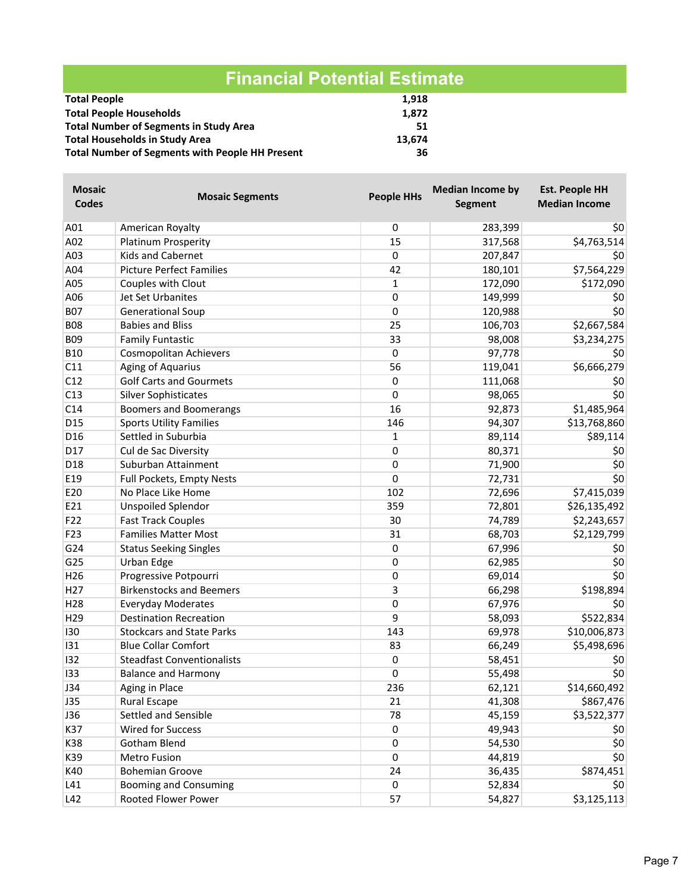# Financial Potential Estimate

| | |
|---|---|
| **Total People** | **1,918** |
| **Total People Households** | **1,872** |
| **Total Number of Segments in Study Area** | **51** |
| **Total Households in Study Area** | **13,674** |
| **Total Number of Segments with People HH Present** | **36** |

| Mosaic Codes | Mosaic Segments | People HHs | Median Income by Segment | Est. People HH Median Income |
|---|---|---|---|---|
| A01 | American Royalty | 0 | 283,399 | $0 |
| A02 | Platinum Prosperity | 15 | 317,568 | $4,763,514 |
| A03 | Kids and Cabernet | 0 | 207,847 | $0 |
| A04 | Picture Perfect Families | 42 | 180,101 | $7,564,229 |
| A05 | Couples with Clout | 1 | 172,090 | $172,090 |
| A06 | Jet Set Urbanites | 0 | 149,999 | $0 |
| B07 | Generational Soup | 0 | 120,988 | $0 |
| B08 | Babies and Bliss | 25 | 106,703 | $2,667,584 |
| B09 | Family Funtastic | 33 | 98,008 | $3,234,275 |
| B10 | Cosmopolitan Achievers | 0 | 97,778 | $0 |
| C11 | Aging of Aquarius | 56 | 119,041 | $6,666,279 |
| C12 | Golf Carts and Gourmets | 0 | 111,068 | $0 |
| C13 | Silver Sophisticates | 0 | 98,065 | $0 |
| C14 | Boomers and Boomerangs | 16 | 92,873 | $1,485,964 |
| D15 | Sports Utility Families | 146 | 94,307 | $13,768,860 |
| D16 | Settled in Suburbia | 1 | 89,114 | $89,114 |
| D17 | Cul de Sac Diversity | 0 | 80,371 | $0 |
| D18 | Suburban Attainment | 0 | 71,900 | $0 |
| E19 | Full Pockets, Empty Nests | 0 | 72,731 | $0 |
| E20 | No Place Like Home | 102 | 72,696 | $7,415,039 |
| E21 | Unspoiled Splendor | 359 | 72,801 | $26,135,492 |
| F22 | Fast Track Couples | 30 | 74,789 | $2,243,657 |
| F23 | Families Matter Most | 31 | 68,703 | $2,129,799 |
| G24 | Status Seeking Singles | 0 | 67,996 | $0 |
| G25 | Urban Edge | 0 | 62,985 | $0 |
| H26 | Progressive Potpourri | 0 | 69,014 | $0 |
| H27 | Birkenstocks and Beemers | 3 | 66,298 | $198,894 |
| H28 | Everyday Moderates | 0 | 67,976 | $0 |
| H29 | Destination Recreation | 9 | 58,093 | $522,834 |
| I30 | Stockcars and State Parks | 143 | 69,978 | $10,006,873 |
| I31 | Blue Collar Comfort | 83 | 66,249 | $5,498,696 |
| I32 | Steadfast Conventionalists | 0 | 58,451 | $0 |
| I33 | Balance and Harmony | 0 | 55,498 | $0 |
| J34 | Aging in Place | 236 | 62,121 | $14,660,492 |
| J35 | Rural Escape | 21 | 41,308 | $867,476 |
| J36 | Settled and Sensible | 78 | 45,159 | $3,522,377 |
| K37 | Wired for Success | 0 | 49,943 | $0 |
| K38 | Gotham Blend | 0 | 54,530 | $0 |
| K39 | Metro Fusion | 0 | 44,819 | $0 |
| K40 | Bohemian Groove | 24 | 36,435 | $874,451 |
| L41 | Booming and Consuming | 0 | 52,834 | $0 |
| L42 | Rooted Flower Power | 57 | 54,827 | $3,125,113 |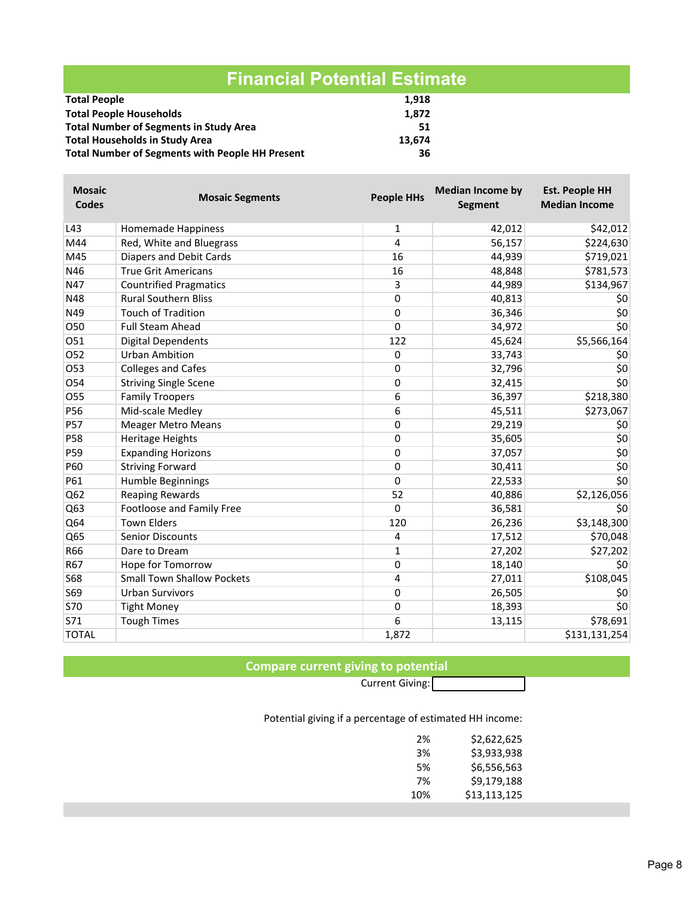# Financial Potential Estimate

| | |
|---|---|
| **Total People** | **1,918** |
| **Total People Households** | **1,872** |
| **Total Number of Segments in Study Area** | **51** |
| **Total Households in Study Area** | **13,674** |
| **Total Number of Segments with People HH Present** | **36** |

| Mosaic Codes | Mosaic Segments | People HHs | Median Income by Segment | Est. People HH Median Income |
|---|---|---|---|---|
| L43 | Homemade Happiness | 1 | 42,012 | $42,012 |
| M44 | Red, White and Bluegrass | 4 | 56,157 | $224,630 |
| M45 | Diapers and Debit Cards | 16 | 44,939 | $719,021 |
| N46 | True Grit Americans | 16 | 48,848 | $781,573 |
| N47 | Countrified Pragmatics | 3 | 44,989 | $134,967 |
| N48 | Rural Southern Bliss | 0 | 40,813 | $0 |
| N49 | Touch of Tradition | 0 | 36,346 | $0 |
| O50 | Full Steam Ahead | 0 | 34,972 | $0 |
| O51 | Digital Dependents | 122 | 45,624 | $5,566,164 |
| O52 | Urban Ambition | 0 | 33,743 | $0 |
| O53 | Colleges and Cafes | 0 | 32,796 | $0 |
| O54 | Striving Single Scene | 0 | 32,415 | $0 |
| O55 | Family Troopers | 6 | 36,397 | $218,380 |
| P56 | Mid-scale Medley | 6 | 45,511 | $273,067 |
| P57 | Meager Metro Means | 0 | 29,219 | $0 |
| P58 | Heritage Heights | 0 | 35,605 | $0 |
| P59 | Expanding Horizons | 0 | 37,057 | $0 |
| P60 | Striving Forward | 0 | 30,411 | $0 |
| P61 | Humble Beginnings | 0 | 22,533 | $0 |
| Q62 | Reaping Rewards | 52 | 40,886 | $2,126,056 |
| Q63 | Footloose and Family Free | 0 | 36,581 | $0 |
| Q64 | Town Elders | 120 | 26,236 | $3,148,300 |
| Q65 | Senior Discounts | 4 | 17,512 | $70,048 |
| R66 | Dare to Dream | 1 | 27,202 | $27,202 |
| R67 | Hope for Tomorrow | 0 | 18,140 | $0 |
| S68 | Small Town Shallow Pockets | 4 | 27,011 | $108,045 |
| S69 | Urban Survivors | 0 | 26,505 | $0 |
| S70 | Tight Money | 0 | 18,393 | $0 |
| S71 | Tough Times | 6 | 13,115 | $78,691 |
| TOTAL | | 1,872 | | $131,131,254 |

## Compare current giving to potential

Current Giving:

Potential giving if a percentage of estimated HH income:

| | |
|---|---|
| 2% | $2,622,625 |
| 3% | $3,933,938 |
| 5% | $6,556,563 |
| 7% | $9,179,188 |
| 10% | $13,113,125 |